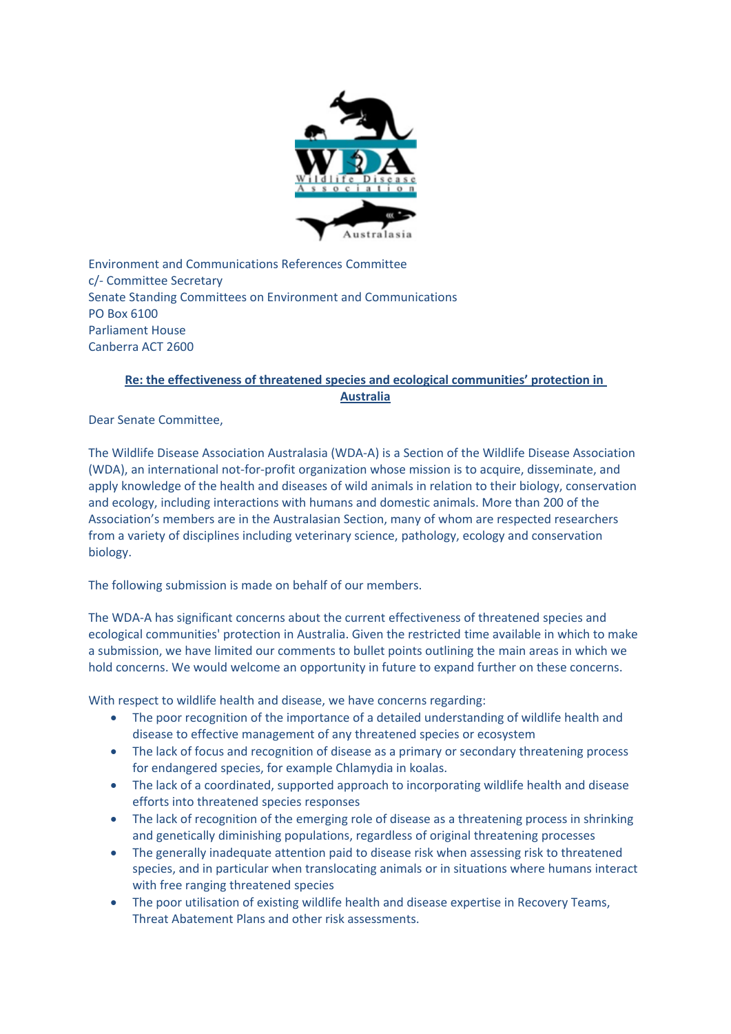Environment and Communications References Committee
c/- Committee Secretary
Senate Standing Committees on Environment and Communications
PO Box 6100
Parliament House
Canberra ACT 2600

**Re: the effectiveness of threatened species and ecological communities' protection in Australia**

Dear Senate Committee,

The Wildlife Disease Association Australasia (WDA-A) is a Section of the Wildlife Disease Association (WDA), an international not-for-profit organization whose mission is to acquire, disseminate, and apply knowledge of the health and diseases of wild animals in relation to their biology, conservation and ecology, including interactions with humans and domestic animals. More than 200 of the Association's members are in the Australasian Section, many of whom are respected researchers from a variety of disciplines including veterinary science, pathology, ecology and conservation biology.

The following submission is made on behalf of our members.

The WDA-A has significant concerns about the current effectiveness of threatened species and ecological communities' protection in Australia. Given the restricted time available in which to make a submission, we have limited our comments to bullet points outlining the main areas in which we hold concerns. We would welcome an opportunity in future to expand further on these concerns.

With respect to wildlife health and disease, we have concerns regarding:

- The poor recognition of the importance of a detailed understanding of wildlife health and disease to effective management of any threatened species or ecosystem
- The lack of focus and recognition of disease as a primary or secondary threatening process for endangered species, for example Chlamydia in koalas.
- The lack of a coordinated, supported approach to incorporating wildlife health and disease efforts into threatened species responses
- The lack of recognition of the emerging role of disease as a threatening process in shrinking and genetically diminishing populations, regardless of original threatening processes
- The generally inadequate attention paid to disease risk when assessing risk to threatened species, and in particular when translocating animals or in situations where humans interact with free ranging threatened species
- The poor utilisation of existing wildlife health and disease expertise in Recovery Teams, Threat Abatement Plans and other risk assessments.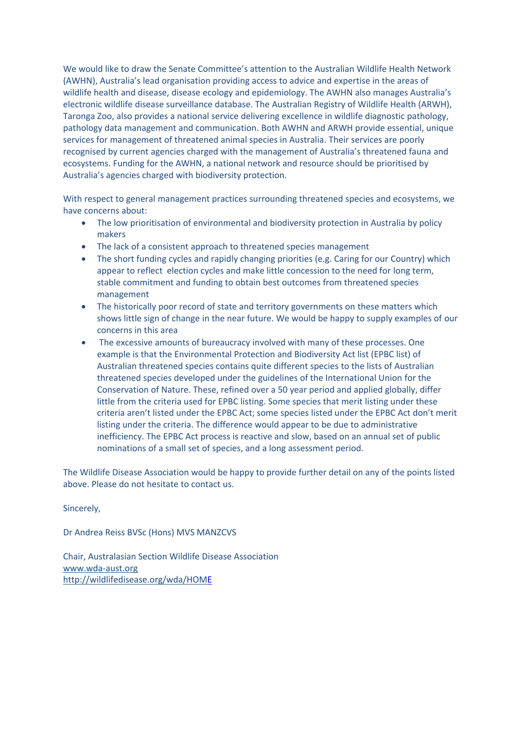We would like to draw the Senate Committee's attention to the Australian Wildlife Health Network (AWHN), Australia's lead organisation providing access to advice and expertise in the areas of wildlife health and disease, disease ecology and epidemiology. The AWHN also manages Australia's electronic wildlife disease surveillance database. The Australian Registry of Wildlife Health (ARWH), Taronga Zoo, also provides a national service delivering excellence in wildlife diagnostic pathology, pathology data management and communication. Both AWHN and ARWH provide essential, unique services for management of threatened animal species in Australia. Their services are poorly recognised by current agencies charged with the management of Australia's threatened fauna and ecosystems. Funding for the AWHN, a national network and resource should be prioritised by Australia's agencies charged with biodiversity protection.

With respect to general management practices surrounding threatened species and ecosystems, we have concerns about:

- The low prioritisation of environmental and biodiversity protection in Australia by policy makers
- The lack of a consistent approach to threatened species management
- The short funding cycles and rapidly changing priorities (e.g. Caring for our Country) which appear to reflect election cycles and make little concession to the need for long term, stable commitment and funding to obtain best outcomes from threatened species management
- The historically poor record of state and territory governments on these matters which shows little sign of change in the near future. We would be happy to supply examples of our concerns in this area
- The excessive amounts of bureaucracy involved with many of these processes. One example is that the Environmental Protection and Biodiversity Act list (EPBC list) of Australian threatened species contains quite different species to the lists of Australian threatened species developed under the guidelines of the International Union for the Conservation of Nature. These, refined over a 50 year period and applied globally, differ little from the criteria used for EPBC listing. Some species that merit listing under these criteria aren't listed under the EPBC Act; some species listed under the EPBC Act don't merit listing under the criteria. The difference would appear to be due to administrative inefficiency. The EPBC Act process is reactive and slow, based on an annual set of public nominations of a small set of species, and a long assessment period.

The Wildlife Disease Association would be happy to provide further detail on any of the points listed above. Please do not hesitate to contact us.

Sincerely,

Dr Andrea Reiss BVSc (Hons) MVS MANZCVS

Chair, Australasian Section Wildlife Disease Association
www.wda-aust.org
http://wildlifedisease.org/wda/HOME